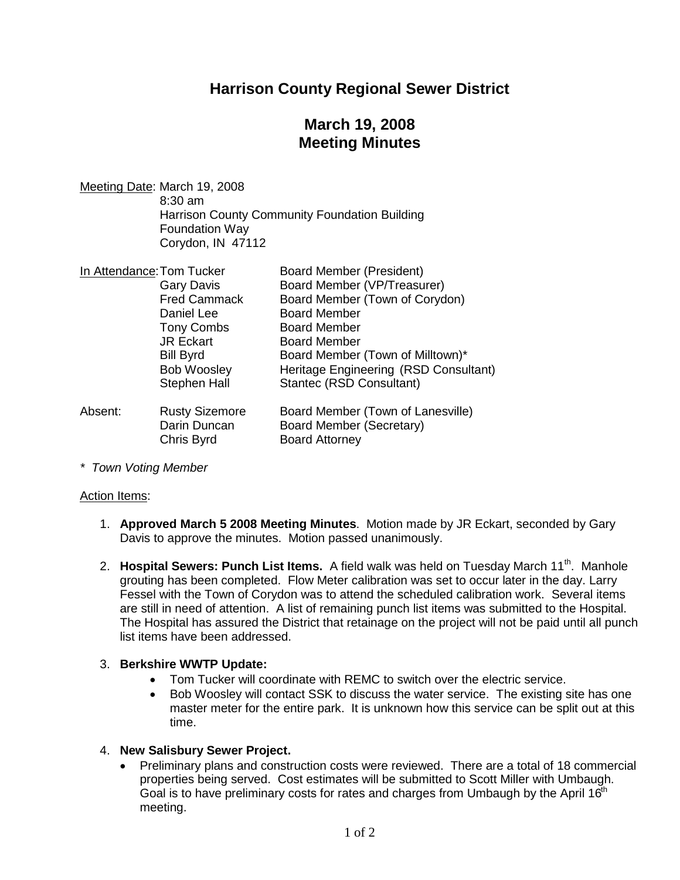# Harrison County Regional Sewer District

## March 19, 2008
## Meeting Minutes

Meeting Date: March 19, 2008
8:30 am
Harrison County Community Foundation Building
Foundation Way
Corydon, IN 47112

In Attendance:

| Name | Role |
|---|---|
| Tom Tucker | Board Member (President) |
| Gary Davis | Board Member (VP/Treasurer) |
| Fred Cammack | Board Member (Town of Corydon) |
| Daniel Lee | Board Member |
| Tony Combs | Board Member |
| JR Eckart | Board Member |
| Bill Byrd | Board Member (Town of Milltown)* |
| Bob Woosley | Heritage Engineering (RSD Consultant) |
| Stephen Hall | Stantec (RSD Consultant) |

Absent:

| Name | Role |
|---|---|
| Rusty Sizemore | Board Member (Town of Lanesville) |
| Darin Duncan | Board Member (Secretary) |
| Chris Byrd | Board Attorney |

*\* Town Voting Member*

Action Items:

1. **Approved March 5 2008 Meeting Minutes**. Motion made by JR Eckart, seconded by Gary Davis to approve the minutes. Motion passed unanimously.

2. **Hospital Sewers: Punch List Items.** A field walk was held on Tuesday March 11th. Manhole grouting has been completed. Flow Meter calibration was set to occur later in the day. Larry Fessel with the Town of Corydon was to attend the scheduled calibration work. Several items are still in need of attention. A list of remaining punch list items was submitted to the Hospital. The Hospital has assured the District that retainage on the project will not be paid until all punch list items have been addressed.

3. **Berkshire WWTP Update:**
   - Tom Tucker will coordinate with REMC to switch over the electric service.
   - Bob Woosley will contact SSK to discuss the water service. The existing site has one master meter for the entire park. It is unknown how this service can be split out at this time.

4. **New Salisbury Sewer Project.**
   - Preliminary plans and construction costs were reviewed. There are a total of 18 commercial properties being served. Cost estimates will be submitted to Scott Miller with Umbaugh. Goal is to have preliminary costs for rates and charges from Umbaugh by the April 16th meeting.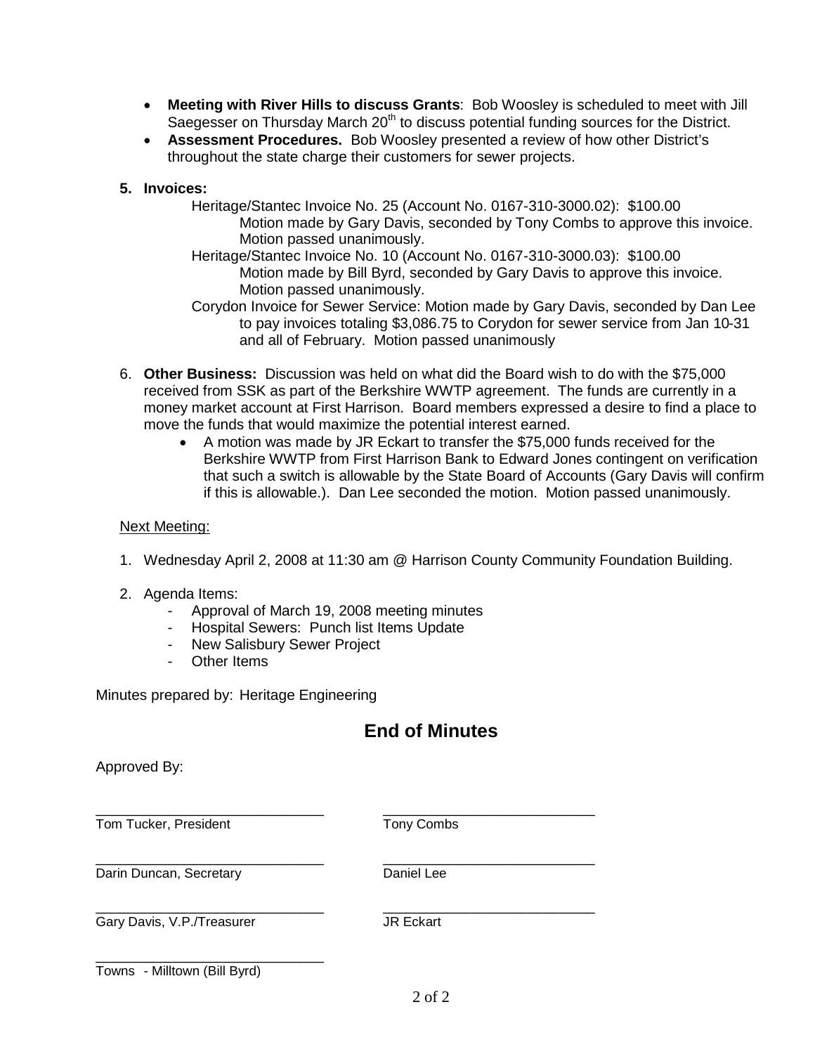- **Meeting with River Hills to discuss Grants**: Bob Woosley is scheduled to meet with Jill Saegesser on Thursday March 20th to discuss potential funding sources for the District.
- **Assessment Procedures.** Bob Woosley presented a review of how other District's throughout the state charge their customers for sewer projects.

5. **Invoices:**

   Heritage/Stantec Invoice No. 25 (Account No. 0167-310-3000.02): $100.00
   Motion made by Gary Davis, seconded by Tony Combs to approve this invoice. Motion passed unanimously.

   Heritage/Stantec Invoice No. 10 (Account No. 0167-310-3000.03): $100.00
   Motion made by Bill Byrd, seconded by Gary Davis to approve this invoice. Motion passed unanimously.

   Corydon Invoice for Sewer Service: Motion made by Gary Davis, seconded by Dan Lee to pay invoices totaling $3,086.75 to Corydon for sewer service from Jan 10-31 and all of February. Motion passed unanimously

6. **Other Business:** Discussion was held on what did the Board wish to do with the $75,000 received from SSK as part of the Berkshire WWTP agreement. The funds are currently in a money market account at First Harrison. Board members expressed a desire to find a place to move the funds that would maximize the potential interest earned.
   - A motion was made by JR Eckart to transfer the $75,000 funds received for the Berkshire WWTP from First Harrison Bank to Edward Jones contingent on verification that such a switch is allowable by the State Board of Accounts (Gary Davis will confirm if this is allowable.). Dan Lee seconded the motion. Motion passed unanimously.

Next Meeting:

1. Wednesday April 2, 2008 at 11:30 am @ Harrison County Community Foundation Building.

2. Agenda Items:
   - Approval of March 19, 2008 meeting minutes
   - Hospital Sewers: Punch list Items Update
   - New Salisbury Sewer Project
   - Other Items

Minutes prepared by: Heritage Engineering

## End of Minutes

Approved By:

| | |
|---|---|
| Tom Tucker, President | Tony Combs |
| Darin Duncan, Secretary | Daniel Lee |
| Gary Davis, V.P./Treasurer | JR Eckart |
| Towns - Milltown (Bill Byrd) | |